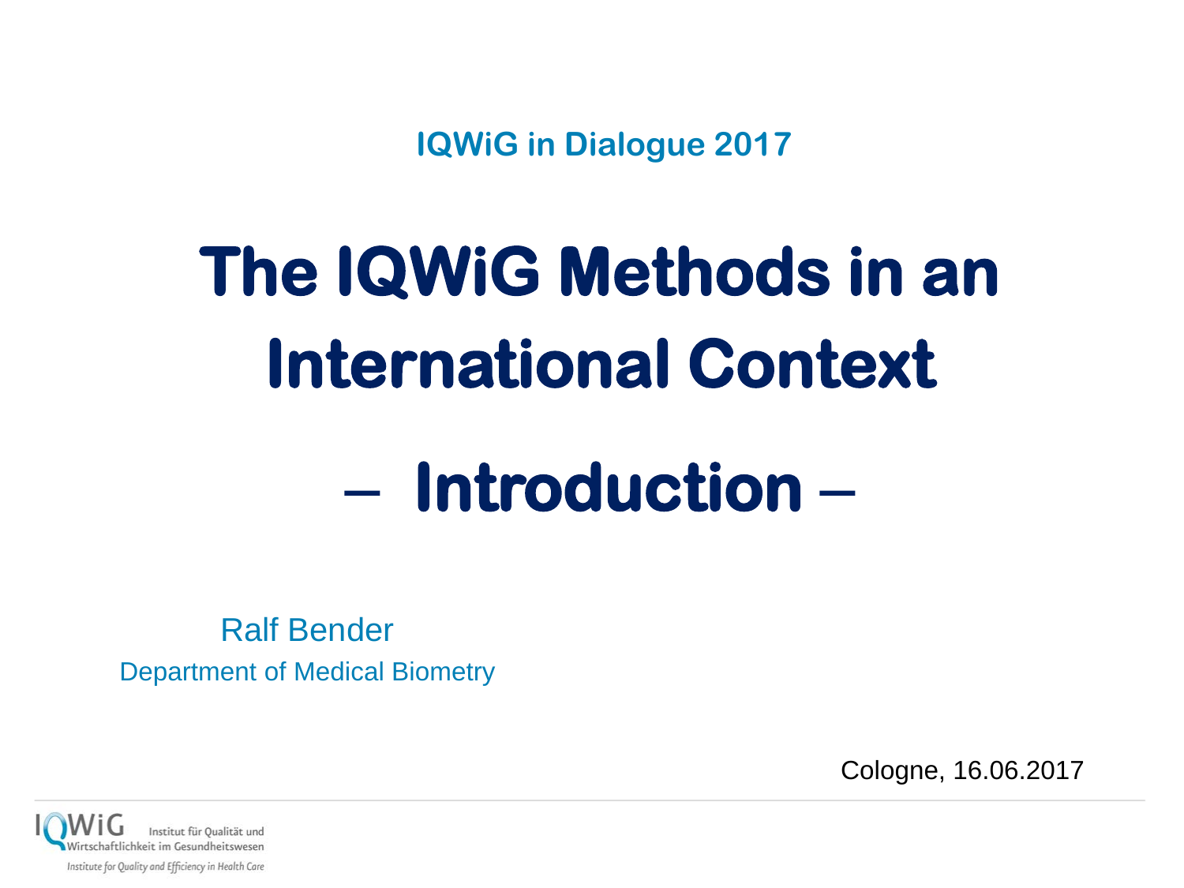IQWiG in Dialogue 2017

# The IQWiG Methods in an International Context

# – Introduction –

Ralf Bender

Department of Medical Biometry

Cologne, 16.06.2017

IQWiG Institut für Qualität und Wirtschaftlichkeit im Gesundheitswesen

*Institute for Quality and Efficiency in Health Care*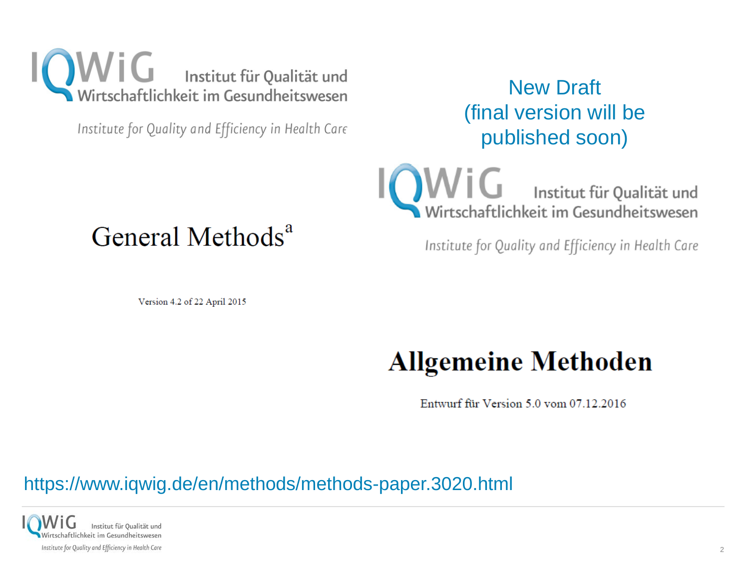IQWiG Institut für Qualität und Wirtschaftlichkeit im Gesundheitswesen

*Institute for Quality and Efficiency in Health Care*

# General Methods[a]

Version 4.2 of 22 April 2015

New Draft (final version will be published soon)

IQWiG Institut für Qualität und Wirtschaftlichkeit im Gesundheitswesen

*Institute for Quality and Efficiency in Health Care*

# Allgemeine Methoden

Entwurf für Version 5.0 vom 07.12.2016

https://www.iqwig.de/en/methods/methods-paper.3020.html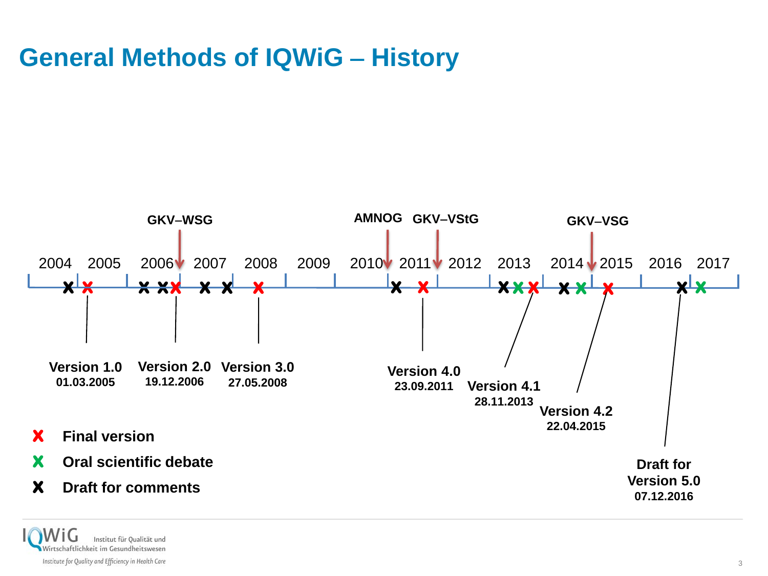# General Methods of IQWiG – History

GKV–WSG

AMNOG

GKV–VStG

GKV–VSG

2004 2005 2006 2007 2008 2009 2010 2011 2012 2013 2014 2015 2016 2017

**Version 1.0**
**01.03.2005**

**Version 2.0**
**19.12.2006**

**Version 3.0**
**27.05.2008**

**Version 4.0**
**23.09.2011**

**Version 4.1**
**28.11.2013**

**Version 4.2**
**22.04.2015**

**Draft for Version 5.0**
**07.12.2016**

- **X Final version**
- **X Oral scientific debate**
- **X Draft for comments**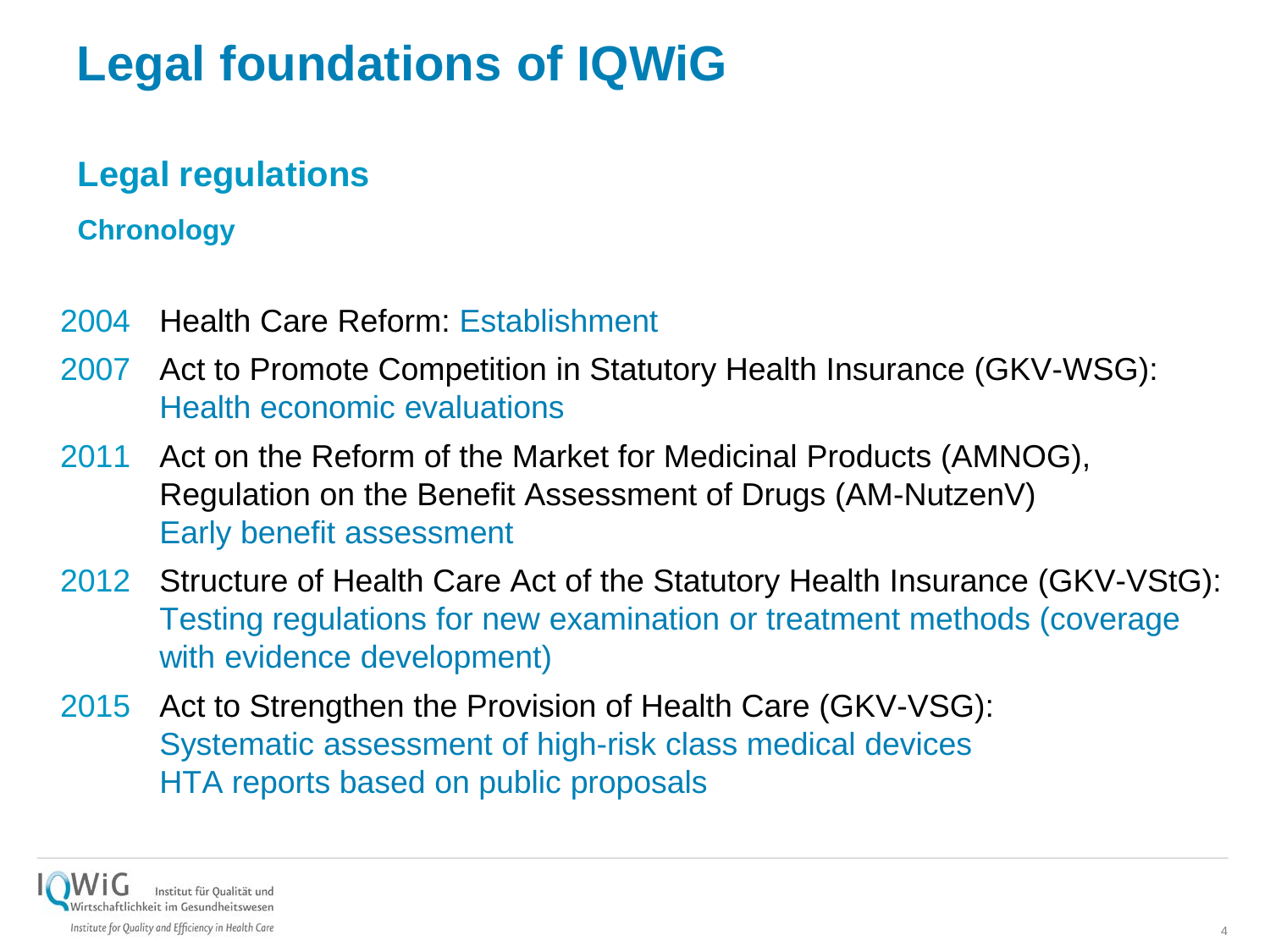# Legal foundations of IQWiG

## Legal regulations

### Chronology

- **2004** Health Care Reform: Establishment
- **2007** Act to Promote Competition in Statutory Health Insurance (GKV-WSG): Health economic evaluations
- **2011** Act on the Reform of the Market for Medicinal Products (AMNOG), Regulation on the Benefit Assessment of Drugs (AM-NutzenV)
  Early benefit assessment
- **2012** Structure of Health Care Act of the Statutory Health Insurance (GKV-VStG): Testing regulations for new examination or treatment methods (coverage with evidence development)
- **2015** Act to Strengthen the Provision of Health Care (GKV-VSG):
  Systematic assessment of high-risk class medical devices
  HTA reports based on public proposals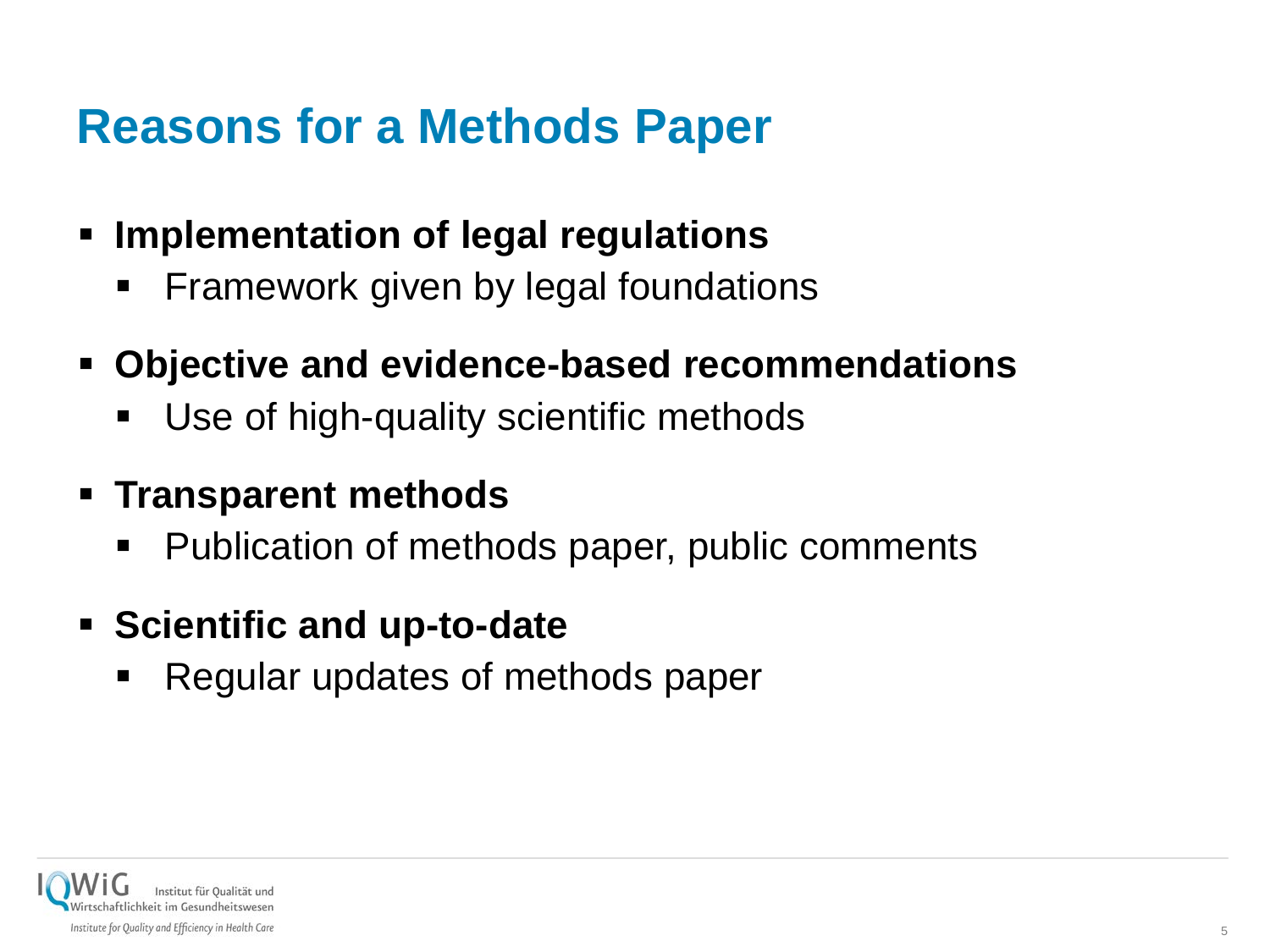# Reasons for a Methods Paper

- **Implementation of legal regulations**
  - Framework given by legal foundations
- **Objective and evidence-based recommendations**
  - Use of high-quality scientific methods
- **Transparent methods**
  - Publication of methods paper, public comments
- **Scientific and up-to-date**
  - Regular updates of methods paper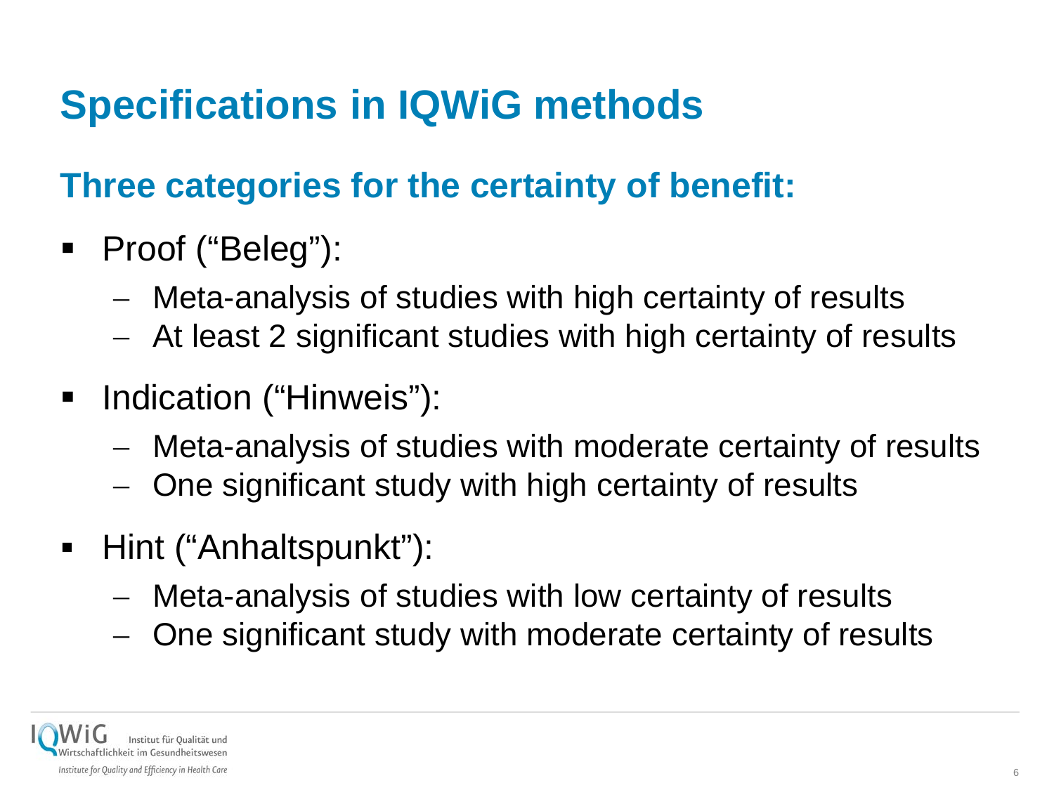# Specifications in IQWiG methods

## Three categories for the certainty of benefit:

- Proof (“Beleg”):
  - Meta-analysis of studies with high certainty of results
  - At least 2 significant studies with high certainty of results
- Indication (“Hinweis”):
  - Meta-analysis of studies with moderate certainty of results
  - One significant study with high certainty of results
- Hint (“Anhaltspunkt”):
  - Meta-analysis of studies with low certainty of results
  - One significant study with moderate certainty of results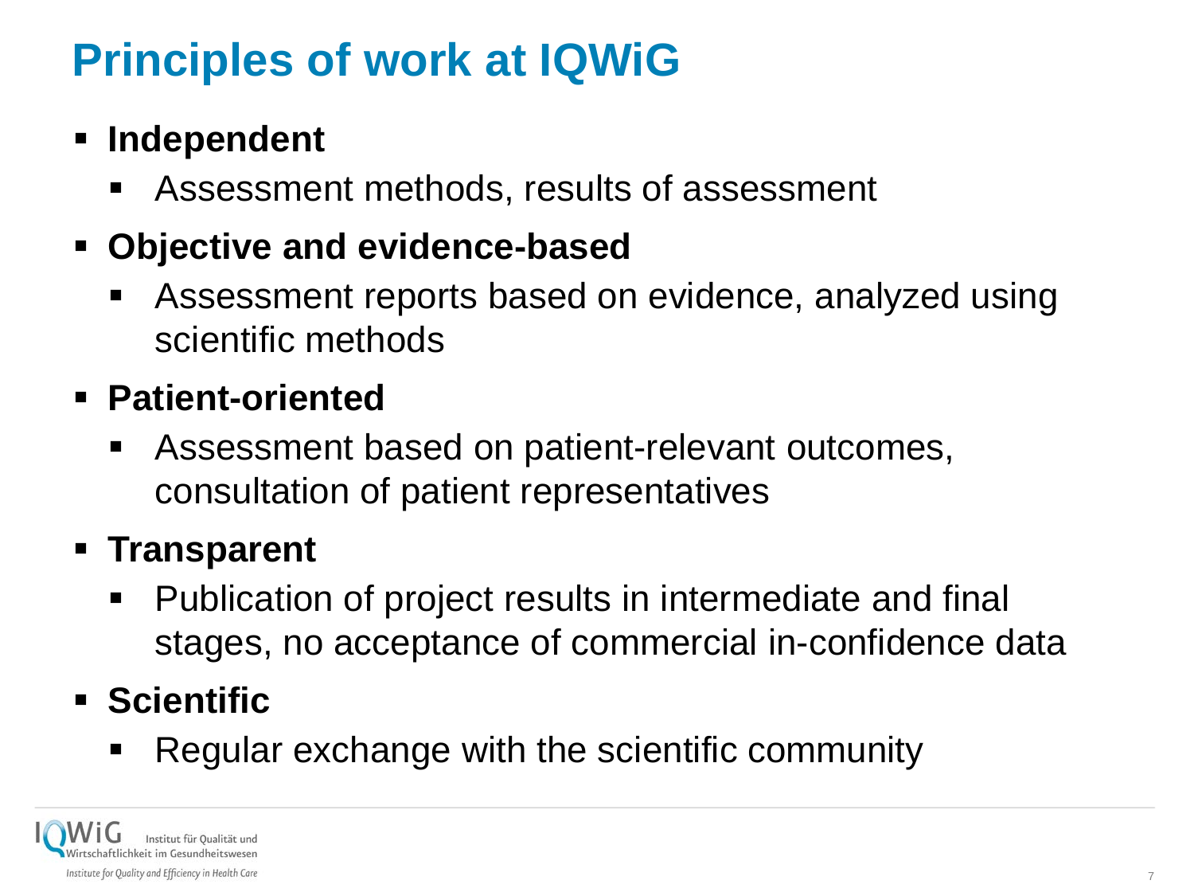# Principles of work at IQWiG

- **Independent**
  - Assessment methods, results of assessment
- **Objective and evidence-based**
  - Assessment reports based on evidence, analyzed using scientific methods
- **Patient-oriented**
  - Assessment based on patient-relevant outcomes, consultation of patient representatives
- **Transparent**
  - Publication of project results in intermediate and final stages, no acceptance of commercial in-confidence data
- **Scientific**
  - Regular exchange with the scientific community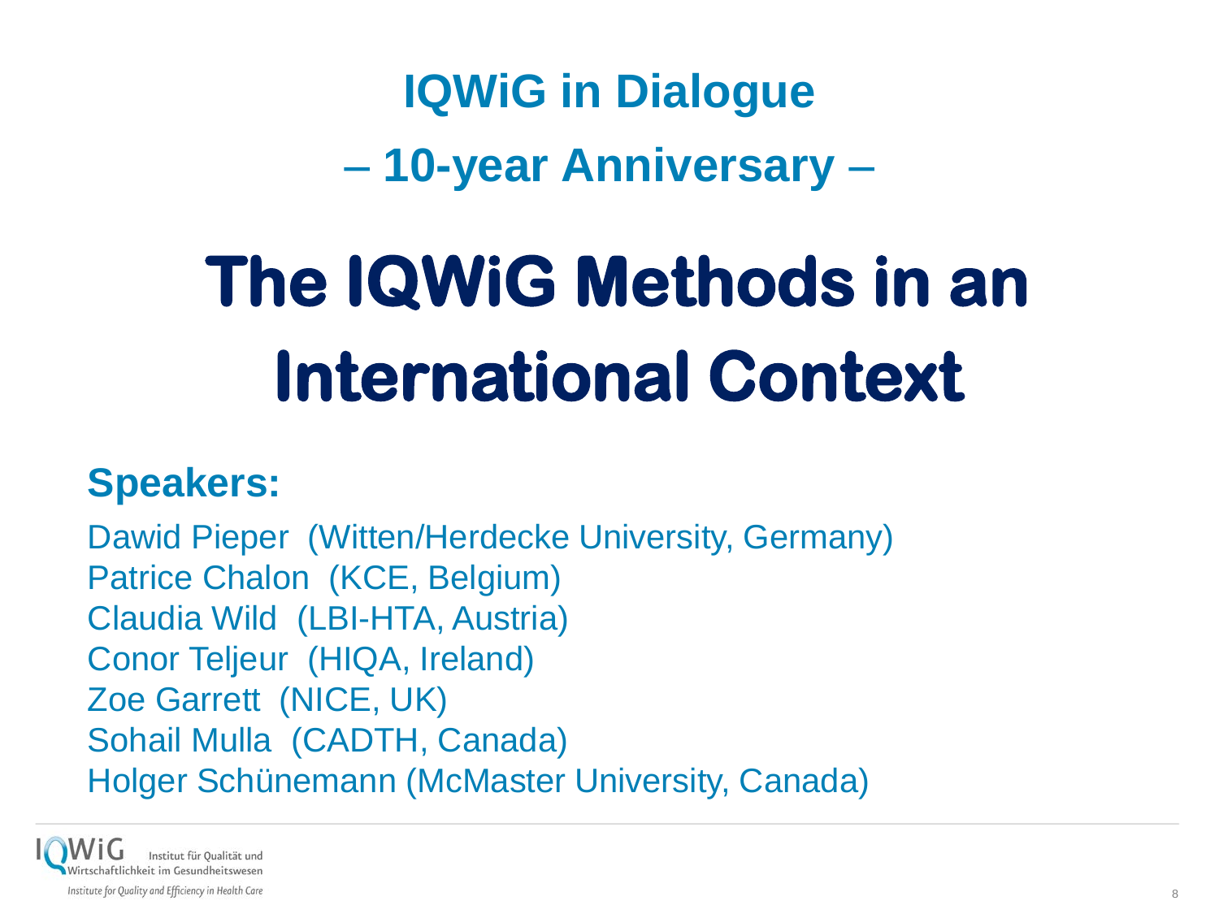## IQWiG in Dialogue

## – 10-year Anniversary –

# The IQWiG Methods in an International Context

**Speakers:**

Dawid Pieper (Witten/Herdecke University, Germany)
Patrice Chalon (KCE, Belgium)
Claudia Wild (LBI-HTA, Austria)
Conor Teljeur (HIQA, Ireland)
Zoe Garrett (NICE, UK)
Sohail Mulla (CADTH, Canada)
Holger Schünemann (McMaster University, Canada)